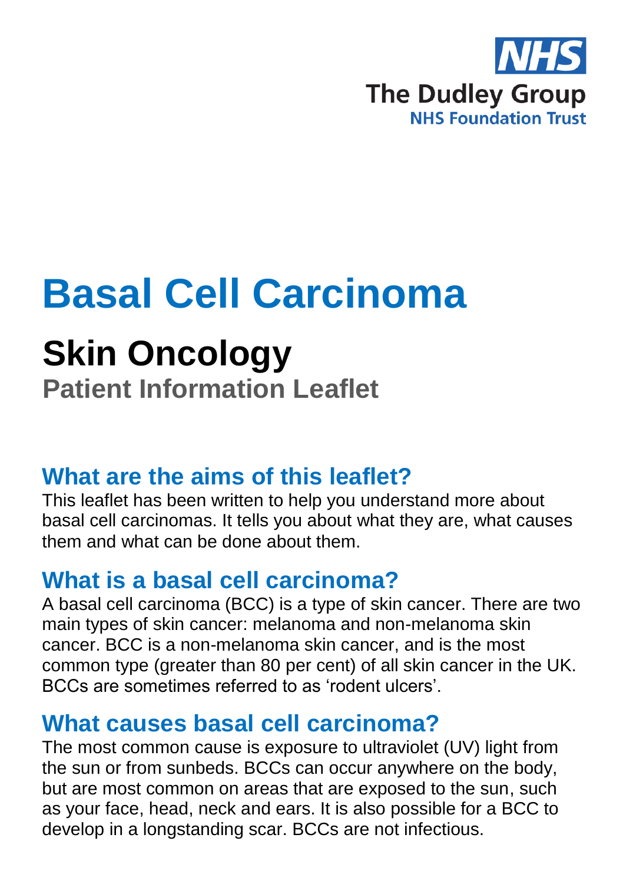NHS

The Dudley Group
NHS Foundation Trust

# Basal Cell Carcinoma

## Skin Oncology

**Patient Information Leaflet**

### What are the aims of this leaflet?

This leaflet has been written to help you understand more about basal cell carcinomas. It tells you about what they are, what causes them and what can be done about them.

### What is a basal cell carcinoma?

A basal cell carcinoma (BCC) is a type of skin cancer. There are two main types of skin cancer: melanoma and non-melanoma skin cancer. BCC is a non-melanoma skin cancer, and is the most common type (greater than 80 per cent) of all skin cancer in the UK. BCCs are sometimes referred to as 'rodent ulcers'.

### What causes basal cell carcinoma?

The most common cause is exposure to ultraviolet (UV) light from the sun or from sunbeds. BCCs can occur anywhere on the body, but are most common on areas that are exposed to the sun, such as your face, head, neck and ears. It is also possible for a BCC to develop in a longstanding scar. BCCs are not infectious.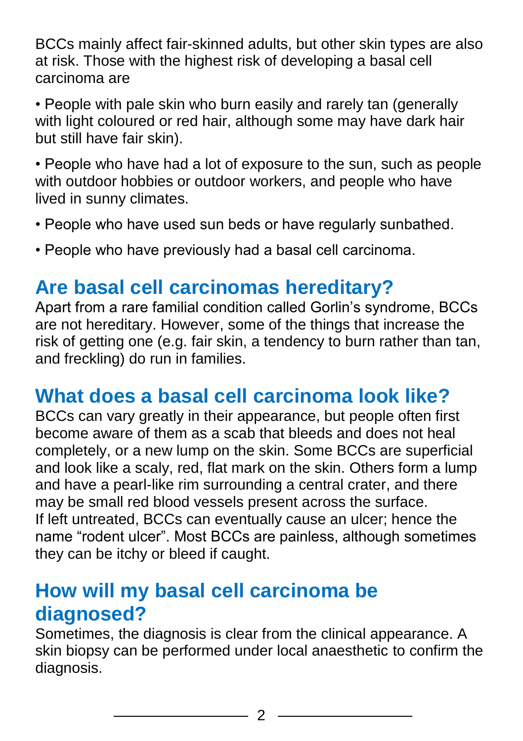BCCs mainly affect fair-skinned adults, but other skin types are also at risk. Those with the highest risk of developing a basal cell carcinoma are

- People with pale skin who burn easily and rarely tan (generally with light coloured or red hair, although some may have dark hair but still have fair skin).
- People who have had a lot of exposure to the sun, such as people with outdoor hobbies or outdoor workers, and people who have lived in sunny climates.
- People who have used sun beds or have regularly sunbathed.
- People who have previously had a basal cell carcinoma.

## Are basal cell carcinomas hereditary?

Apart from a rare familial condition called Gorlin's syndrome, BCCs are not hereditary. However, some of the things that increase the risk of getting one (e.g. fair skin, a tendency to burn rather than tan, and freckling) do run in families.

## What does a basal cell carcinoma look like?

BCCs can vary greatly in their appearance, but people often first become aware of them as a scab that bleeds and does not heal completely, or a new lump on the skin. Some BCCs are superficial and look like a scaly, red, flat mark on the skin. Others form a lump and have a pearl-like rim surrounding a central crater, and there may be small red blood vessels present across the surface.
If left untreated, BCCs can eventually cause an ulcer; hence the name "rodent ulcer". Most BCCs are painless, although sometimes they can be itchy or bleed if caught.

## How will my basal cell carcinoma be diagnosed?

Sometimes, the diagnosis is clear from the clinical appearance. A skin biopsy can be performed under local anaesthetic to confirm the diagnosis.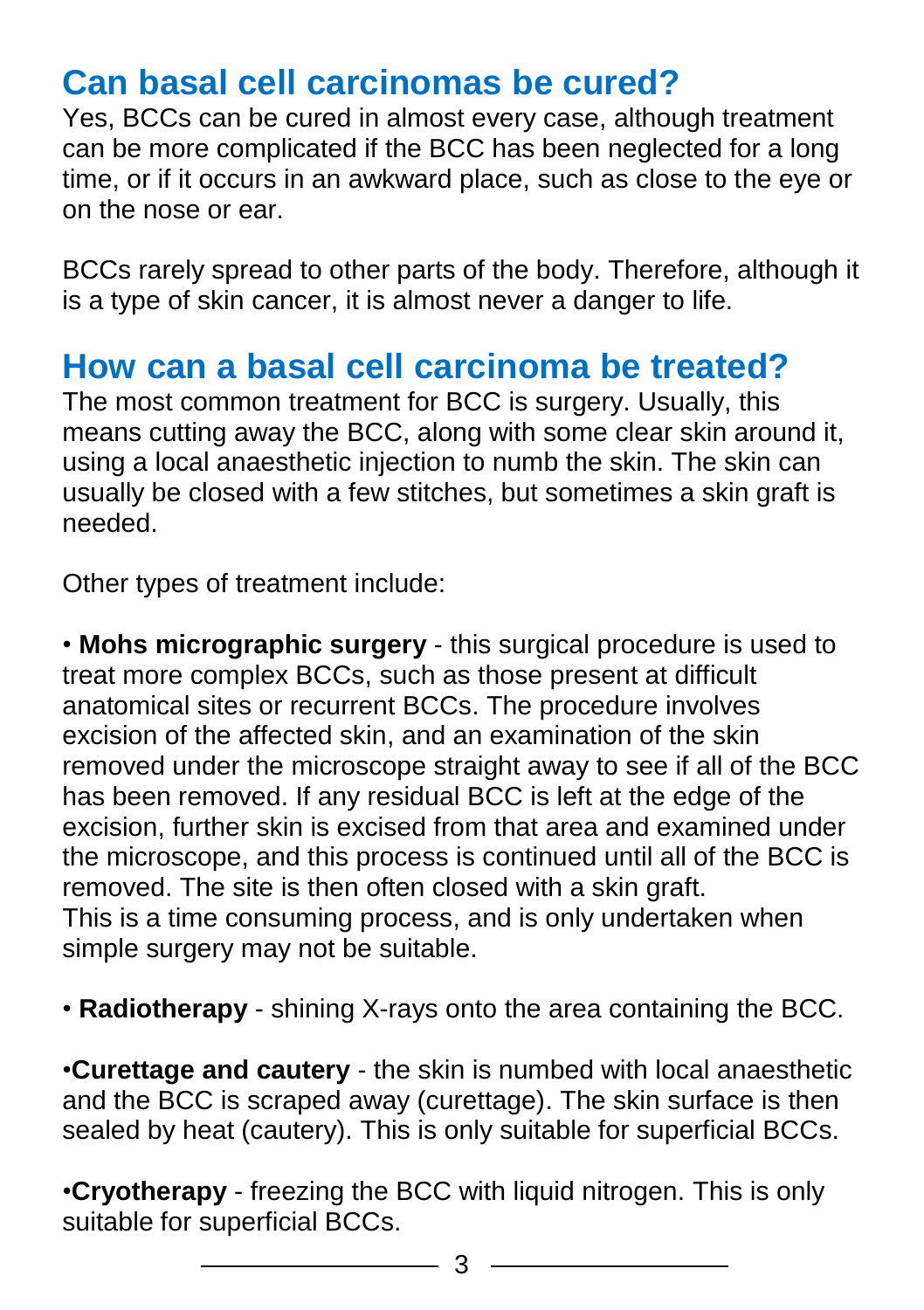## Can basal cell carcinomas be cured?

Yes, BCCs can be cured in almost every case, although treatment can be more complicated if the BCC has been neglected for a long time, or if it occurs in an awkward place, such as close to the eye or on the nose or ear.

BCCs rarely spread to other parts of the body. Therefore, although it is a type of skin cancer, it is almost never a danger to life.

## How can a basal cell carcinoma be treated?

The most common treatment for BCC is surgery. Usually, this means cutting away the BCC, along with some clear skin around it, using a local anaesthetic injection to numb the skin. The skin can usually be closed with a few stitches, but sometimes a skin graft is needed.

Other types of treatment include:

- **Mohs micrographic surgery** - this surgical procedure is used to treat more complex BCCs, such as those present at difficult anatomical sites or recurrent BCCs. The procedure involves excision of the affected skin, and an examination of the skin removed under the microscope straight away to see if all of the BCC has been removed. If any residual BCC is left at the edge of the excision, further skin is excised from that area and examined under the microscope, and this process is continued until all of the BCC is removed. The site is then often closed with a skin graft.
  This is a time consuming process, and is only undertaken when simple surgery may not be suitable.

- **Radiotherapy** - shining X-rays onto the area containing the BCC.

- **Curettage and cautery** - the skin is numbed with local anaesthetic and the BCC is scraped away (curettage). The skin surface is then sealed by heat (cautery). This is only suitable for superficial BCCs.

- **Cryotherapy** - freezing the BCC with liquid nitrogen. This is only suitable for superficial BCCs.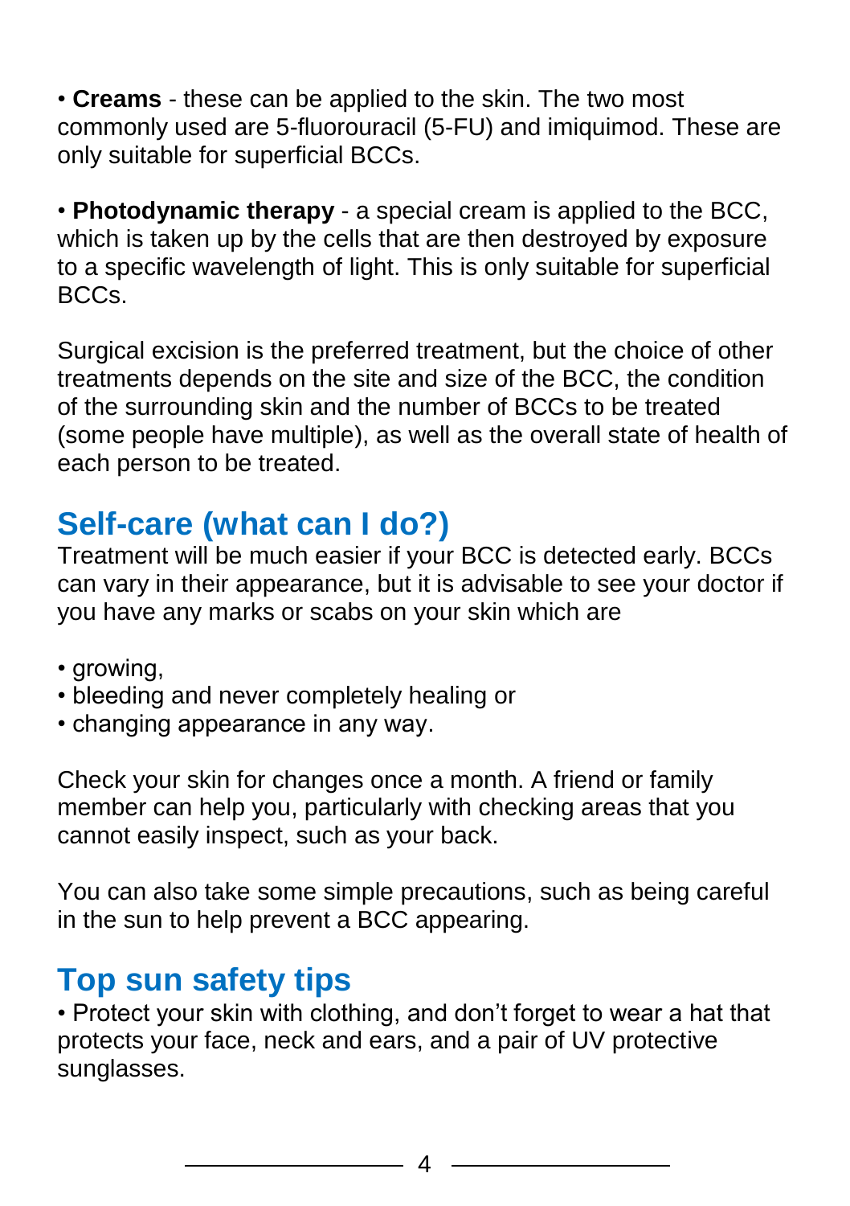- **Creams** - these can be applied to the skin. The two most commonly used are 5-fluorouracil (5-FU) and imiquimod. These are only suitable for superficial BCCs.

- **Photodynamic therapy** - a special cream is applied to the BCC, which is taken up by the cells that are then destroyed by exposure to a specific wavelength of light. This is only suitable for superficial BCCs.

Surgical excision is the preferred treatment, but the choice of other treatments depends on the site and size of the BCC, the condition of the surrounding skin and the number of BCCs to be treated (some people have multiple), as well as the overall state of health of each person to be treated.

## Self-care (what can I do?)

Treatment will be much easier if your BCC is detected early. BCCs can vary in their appearance, but it is advisable to see your doctor if you have any marks or scabs on your skin which are

- growing,
- bleeding and never completely healing or
- changing appearance in any way.

Check your skin for changes once a month. A friend or family member can help you, particularly with checking areas that you cannot easily inspect, such as your back.

You can also take some simple precautions, such as being careful in the sun to help prevent a BCC appearing.

## Top sun safety tips

- Protect your skin with clothing, and don't forget to wear a hat that protects your face, neck and ears, and a pair of UV protective sunglasses.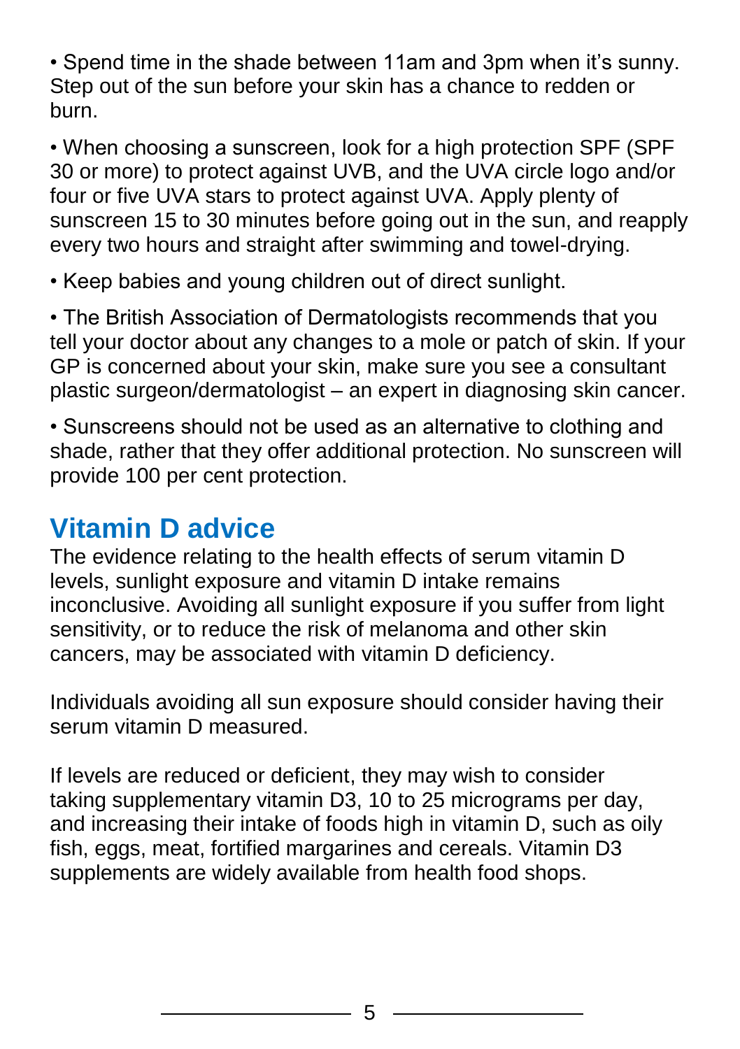- Spend time in the shade between 11am and 3pm when it's sunny. Step out of the sun before your skin has a chance to redden or burn.
- When choosing a sunscreen, look for a high protection SPF (SPF 30 or more) to protect against UVB, and the UVA circle logo and/or four or five UVA stars to protect against UVA. Apply plenty of sunscreen 15 to 30 minutes before going out in the sun, and reapply every two hours and straight after swimming and towel-drying.
- Keep babies and young children out of direct sunlight.
- The British Association of Dermatologists recommends that you tell your doctor about any changes to a mole or patch of skin. If your GP is concerned about your skin, make sure you see a consultant plastic surgeon/dermatologist – an expert in diagnosing skin cancer.
- Sunscreens should not be used as an alternative to clothing and shade, rather that they offer additional protection. No sunscreen will provide 100 per cent protection.

## Vitamin D advice

The evidence relating to the health effects of serum vitamin D levels, sunlight exposure and vitamin D intake remains inconclusive. Avoiding all sunlight exposure if you suffer from light sensitivity, or to reduce the risk of melanoma and other skin cancers, may be associated with vitamin D deficiency.

Individuals avoiding all sun exposure should consider having their serum vitamin D measured.

If levels are reduced or deficient, they may wish to consider taking supplementary vitamin D3, 10 to 25 micrograms per day, and increasing their intake of foods high in vitamin D, such as oily fish, eggs, meat, fortified margarines and cereals. Vitamin D3 supplements are widely available from health food shops.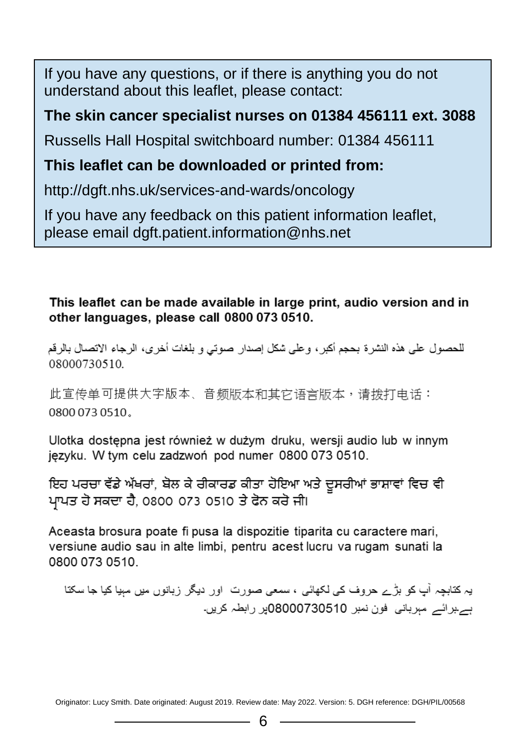If you have any questions, or if there is anything you do not understand about this leaflet, please contact:

**The skin cancer specialist nurses on 01384 456111 ext. 3088**

Russells Hall Hospital switchboard number: 01384 456111

**This leaflet can be downloaded or printed from:**

http://dgft.nhs.uk/services-and-wards/oncology

If you have any feedback on this patient information leaflet, please email dgft.patient.information@nhs.net

**This leaflet can be made available in large print, audio version and in other languages, please call 0800 073 0510.**

للحصول على هذه النشرة بحجم أكبر، وعلى شكل إصدار صوتي و بلغات أخرى، الرجاء الاتصال بالرقم 08000730510.

此宣传单可提供大字版本、音频版本和其它语言版本，请拨打电话：0800 073 0510。

Ulotka dostępna jest również w dużym druku, wersji audio lub w innym języku. W tym celu zadzwoń pod numer 0800 073 0510.

ਇਹ ਪਰਚਾ ਵੱਡੇ ਅੱਖਰਾਂ, ਬੋਲ ਕੇ ਰੀਕਾਰਡ ਕੀਤਾ ਹੋਇਆ ਅਤੇ ਦੂਸਰੀਆਂ ਭਾਸ਼ਾਵਾਂ ਵਿਚ ਵੀ ਪ੍ਰਾਪਤ ਹੋ ਸਕਦਾ ਹੈ, 0800 073 0510 ਤੇ ਫੋਨ ਕਰੋ ਜੀ।

Aceasta brosura poate fi pusa la dispozitie tiparita cu caractere mari, versiune audio sau in alte limbi, pentru acest lucru va rugam sunati la 0800 073 0510.

یہ کتابچہ آپ کو بڑے حروف کی لکھائی ، سمعی صورت اور دیگر زبانوں میں مہیا کیا جا سکتا ہے۔برائے مہربانی فون نمبر 08000730510پر رابطہ کریں۔

Originator: Lucy Smith. Date originated: August 2019. Review date: May 2022. Version: 5. DGH reference: DGH/PIL/00568